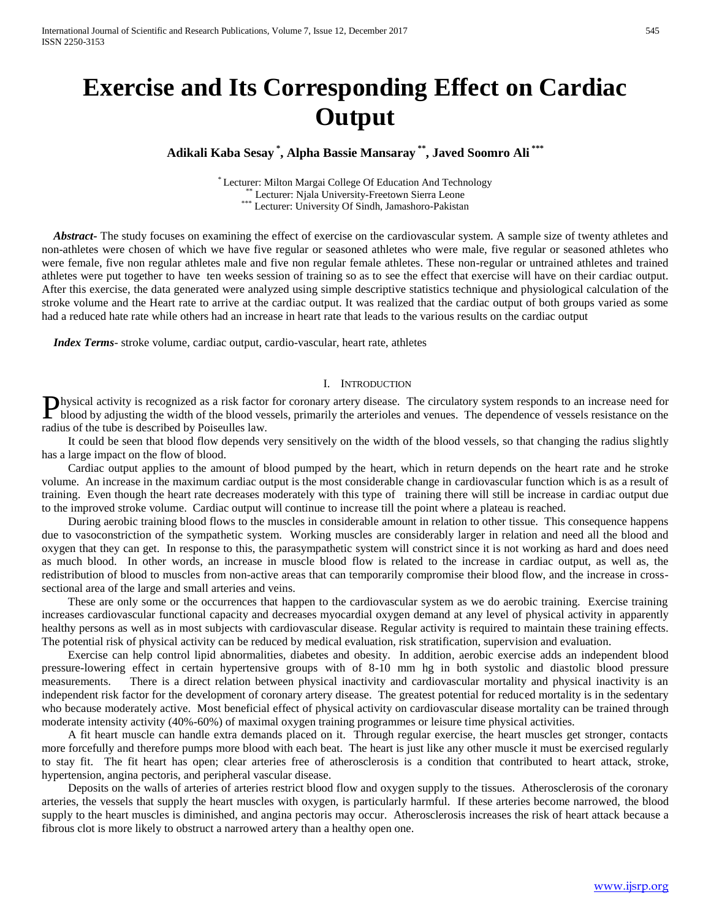# Exercise and Its Corresponding Effect on Cardiac Output

**Adikali Kaba Sesay [*], Alpha Bassie Mansaray [**], Javed Soomro Ali [***]**

[*] Lecturer: Milton Margai College Of Education And Technology
[**] Lecturer: Njala University-Freetown Sierra Leone
[***] Lecturer: University Of Sindh, Jamashoro-Pakistan

***Abstract***- The study focuses on examining the effect of exercise on the cardiovascular system. A sample size of twenty athletes and non-athletes were chosen of which we have five regular or seasoned athletes who were male, five regular or seasoned athletes who were female, five non regular athletes male and five non regular female athletes. These non-regular or untrained athletes and trained athletes were put together to have ten weeks session of training so as to see the effect that exercise will have on their cardiac output. After this exercise, the data generated were analyzed using simple descriptive statistics technique and physiological calculation of the stroke volume and the Heart rate to arrive at the cardiac output. It was realized that the cardiac output of both groups varied as some had a reduced hate rate while others had an increase in heart rate that leads to the various results on the cardiac output

***Index Terms***- stroke volume, cardiac output, cardio-vascular, heart rate, athletes

## I. Introduction

Physical activity is recognized as a risk factor for coronary artery disease. The circulatory system responds to an increase need for blood by adjusting the width of the blood vessels, primarily the arterioles and venues. The dependence of vessels resistance on the radius of the tube is described by Poiseulles law.

It could be seen that blood flow depends very sensitively on the width of the blood vessels, so that changing the radius slightly has a large impact on the flow of blood.

Cardiac output applies to the amount of blood pumped by the heart, which in return depends on the heart rate and he stroke volume. An increase in the maximum cardiac output is the most considerable change in cardiovascular function which is as a result of training. Even though the heart rate decreases moderately with this type of training there will still be increase in cardiac output due to the improved stroke volume. Cardiac output will continue to increase till the point where a plateau is reached.

During aerobic training blood flows to the muscles in considerable amount in relation to other tissue. This consequence happens due to vasoconstriction of the sympathetic system. Working muscles are considerably larger in relation and need all the blood and oxygen that they can get. In response to this, the parasympathetic system will constrict since it is not working as hard and does need as much blood. In other words, an increase in muscle blood flow is related to the increase in cardiac output, as well as, the redistribution of blood to muscles from non-active areas that can temporarily compromise their blood flow, and the increase in cross-sectional area of the large and small arteries and veins.

These are only some or the occurrences that happen to the cardiovascular system as we do aerobic training. Exercise training increases cardiovascular functional capacity and decreases myocardial oxygen demand at any level of physical activity in apparently healthy persons as well as in most subjects with cardiovascular disease. Regular activity is required to maintain these training effects. The potential risk of physical activity can be reduced by medical evaluation, risk stratification, supervision and evaluation.

Exercise can help control lipid abnormalities, diabetes and obesity. In addition, aerobic exercise adds an independent blood pressure-lowering effect in certain hypertensive groups with of 8-10 mm hg in both systolic and diastolic blood pressure measurements. There is a direct relation between physical inactivity and cardiovascular mortality and physical inactivity is an independent risk factor for the development of coronary artery disease. The greatest potential for reduced mortality is in the sedentary who because moderately active. Most beneficial effect of physical activity on cardiovascular disease mortality can be trained through moderate intensity activity (40%-60%) of maximal oxygen training programmes or leisure time physical activities.

A fit heart muscle can handle extra demands placed on it. Through regular exercise, the heart muscles get stronger, contacts more forcefully and therefore pumps more blood with each beat. The heart is just like any other muscle it must be exercised regularly to stay fit. The fit heart has open; clear arteries free of atherosclerosis is a condition that contributed to heart attack, stroke, hypertension, angina pectoris, and peripheral vascular disease.

Deposits on the walls of arteries of arteries restrict blood flow and oxygen supply to the tissues. Atherosclerosis of the coronary arteries, the vessels that supply the heart muscles with oxygen, is particularly harmful. If these arteries become narrowed, the blood supply to the heart muscles is diminished, and angina pectoris may occur. Atherosclerosis increases the risk of heart attack because a fibrous clot is more likely to obstruct a narrowed artery than a healthy open one.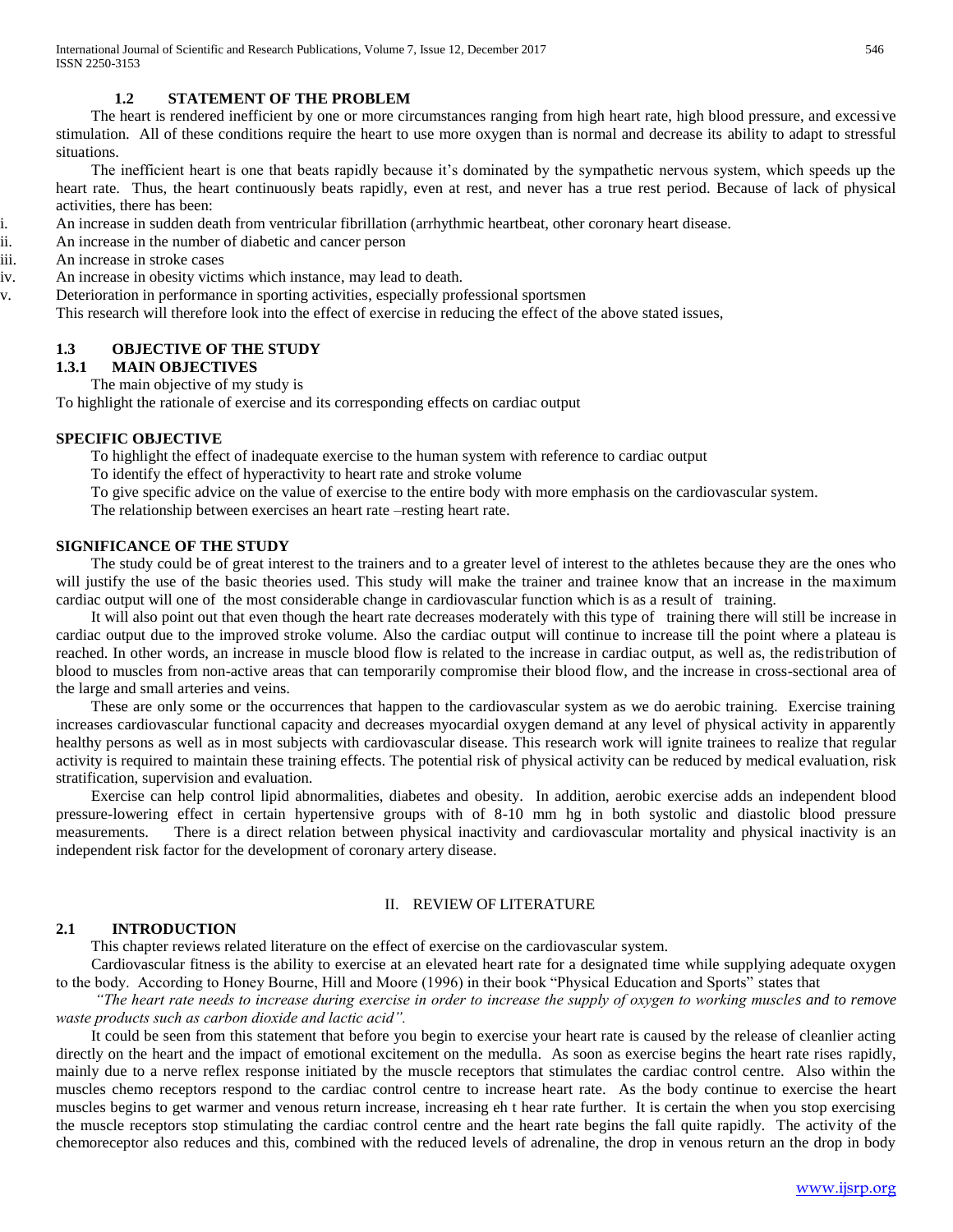### 1.2 STATEMENT OF THE PROBLEM

The heart is rendered inefficient by one or more circumstances ranging from high heart rate, high blood pressure, and excessive stimulation. All of these conditions require the heart to use more oxygen than is normal and decrease its ability to adapt to stressful situations.

The inefficient heart is one that beats rapidly because it's dominated by the sympathetic nervous system, which speeds up the heart rate. Thus, the heart continuously beats rapidly, even at rest, and never has a true rest period. Because of lack of physical activities, there has been:

i. An increase in sudden death from ventricular fibrillation (arrhythmic heartbeat, other coronary heart disease.
ii. An increase in the number of diabetic and cancer person
iii. An increase in stroke cases
iv. An increase in obesity victims which instance, may lead to death.
v. Deterioration in performance in sporting activities, especially professional sportsmen

This research will therefore look into the effect of exercise in reducing the effect of the above stated issues,

### 1.3 OBJECTIVE OF THE STUDY

#### 1.3.1 MAIN OBJECTIVES

The main objective of my study is

To highlight the rationale of exercise and its corresponding effects on cardiac output

**SPECIFIC OBJECTIVE**

To highlight the effect of inadequate exercise to the human system with reference to cardiac output

To identify the effect of hyperactivity to heart rate and stroke volume

To give specific advice on the value of exercise to the entire body with more emphasis on the cardiovascular system.

The relationship between exercises an heart rate –resting heart rate.

**SIGNIFICANCE OF THE STUDY**

The study could be of great interest to the trainers and to a greater level of interest to the athletes because they are the ones who will justify the use of the basic theories used. This study will make the trainer and trainee know that an increase in the maximum cardiac output will one of the most considerable change in cardiovascular function which is as a result of training.

It will also point out that even though the heart rate decreases moderately with this type of training there will still be increase in cardiac output due to the improved stroke volume. Also the cardiac output will continue to increase till the point where a plateau is reached. In other words, an increase in muscle blood flow is related to the increase in cardiac output, as well as, the redistribution of blood to muscles from non-active areas that can temporarily compromise their blood flow, and the increase in cross-sectional area of the large and small arteries and veins.

These are only some or the occurrences that happen to the cardiovascular system as we do aerobic training. Exercise training increases cardiovascular functional capacity and decreases myocardial oxygen demand at any level of physical activity in apparently healthy persons as well as in most subjects with cardiovascular disease. This research work will ignite trainees to realize that regular activity is required to maintain these training effects. The potential risk of physical activity can be reduced by medical evaluation, risk stratification, supervision and evaluation.

Exercise can help control lipid abnormalities, diabetes and obesity. In addition, aerobic exercise adds an independent blood pressure-lowering effect in certain hypertensive groups with of 8-10 mm hg in both systolic and diastolic blood pressure measurements. There is a direct relation between physical inactivity and cardiovascular mortality and physical inactivity is an independent risk factor for the development of coronary artery disease.

## II. REVIEW OF LITERATURE

### 2.1 INTRODUCTION

This chapter reviews related literature on the effect of exercise on the cardiovascular system.

Cardiovascular fitness is the ability to exercise at an elevated heart rate for a designated time while supplying adequate oxygen to the body. According to Honey Bourne, Hill and Moore (1996) in their book "Physical Education and Sports" states that

*"The heart rate needs to increase during exercise in order to increase the supply of oxygen to working muscles and to remove waste products such as carbon dioxide and lactic acid".*

It could be seen from this statement that before you begin to exercise your heart rate is caused by the release of cleanlier acting directly on the heart and the impact of emotional excitement on the medulla. As soon as exercise begins the heart rate rises rapidly, mainly due to a nerve reflex response initiated by the muscle receptors that stimulates the cardiac control centre. Also within the muscles chemo receptors respond to the cardiac control centre to increase heart rate. As the body continue to exercise the heart muscles begins to get warmer and venous return increase, increasing eh t hear rate further. It is certain the when you stop exercising the muscle receptors stop stimulating the cardiac control centre and the heart rate begins the fall quite rapidly. The activity of the chemoreceptor also reduces and this, combined with the reduced levels of adrenaline, the drop in venous return an the drop in body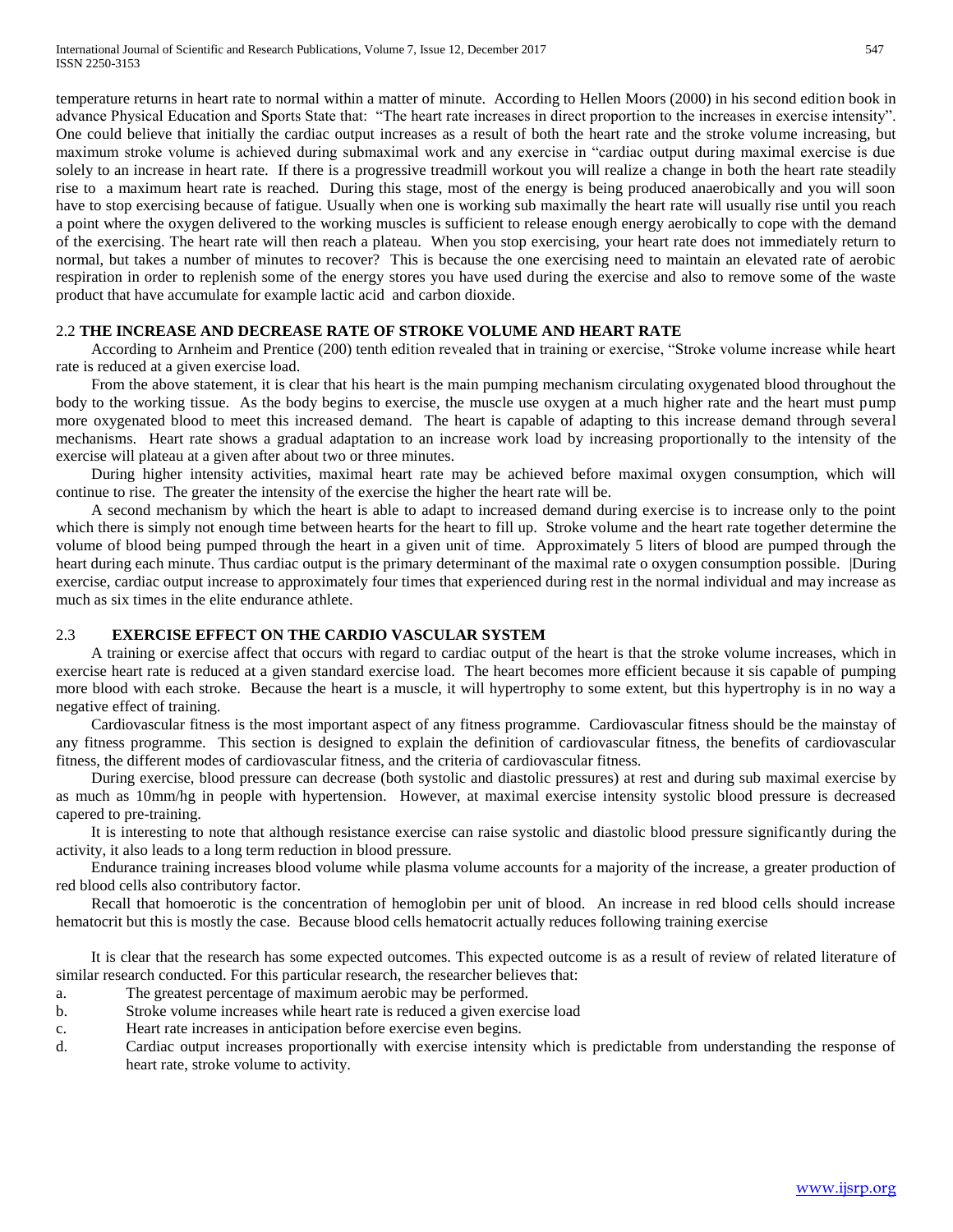temperature returns in heart rate to normal within a matter of minute. According to Hellen Moors (2000) in his second edition book in advance Physical Education and Sports State that: "The heart rate increases in direct proportion to the increases in exercise intensity". One could believe that initially the cardiac output increases as a result of both the heart rate and the stroke volume increasing, but maximum stroke volume is achieved during submaximal work and any exercise in "cardiac output during maximal exercise is due solely to an increase in heart rate. If there is a progressive treadmill workout you will realize a change in both the heart rate steadily rise to a maximum heart rate is reached. During this stage, most of the energy is being produced anaerobically and you will soon have to stop exercising because of fatigue. Usually when one is working sub maximally the heart rate will usually rise until you reach a point where the oxygen delivered to the working muscles is sufficient to release enough energy aerobically to cope with the demand of the exercising. The heart rate will then reach a plateau. When you stop exercising, your heart rate does not immediately return to normal, but takes a number of minutes to recover? This is because the one exercising need to maintain an elevated rate of aerobic respiration in order to replenish some of the energy stores you have used during the exercise and also to remove some of the waste product that have accumulate for example lactic acid and carbon dioxide.

## 2.2 THE INCREASE AND DECREASE RATE OF STROKE VOLUME AND HEART RATE

According to Arnheim and Prentice (200) tenth edition revealed that in training or exercise, "Stroke volume increase while heart rate is reduced at a given exercise load.

From the above statement, it is clear that his heart is the main pumping mechanism circulating oxygenated blood throughout the body to the working tissue. As the body begins to exercise, the muscle use oxygen at a much higher rate and the heart must pump more oxygenated blood to meet this increased demand. The heart is capable of adapting to this increase demand through several mechanisms. Heart rate shows a gradual adaptation to an increase work load by increasing proportionally to the intensity of the exercise will plateau at a given after about two or three minutes.

During higher intensity activities, maximal heart rate may be achieved before maximal oxygen consumption, which will continue to rise. The greater the intensity of the exercise the higher the heart rate will be.

A second mechanism by which the heart is able to adapt to increased demand during exercise is to increase only to the point which there is simply not enough time between hearts for the heart to fill up. Stroke volume and the heart rate together determine the volume of blood being pumped through the heart in a given unit of time. Approximately 5 liters of blood are pumped through the heart during each minute. Thus cardiac output is the primary determinant of the maximal rate o oxygen consumption possible. |During exercise, cardiac output increase to approximately four times that experienced during rest in the normal individual and may increase as much as six times in the elite endurance athlete.

## 2.3 EXERCISE EFFECT ON THE CARDIO VASCULAR SYSTEM

A training or exercise affect that occurs with regard to cardiac output of the heart is that the stroke volume increases, which in exercise heart rate is reduced at a given standard exercise load. The heart becomes more efficient because it sis capable of pumping more blood with each stroke. Because the heart is a muscle, it will hypertrophy to some extent, but this hypertrophy is in no way a negative effect of training.

Cardiovascular fitness is the most important aspect of any fitness programme. Cardiovascular fitness should be the mainstay of any fitness programme. This section is designed to explain the definition of cardiovascular fitness, the benefits of cardiovascular fitness, the different modes of cardiovascular fitness, and the criteria of cardiovascular fitness.

During exercise, blood pressure can decrease (both systolic and diastolic pressures) at rest and during sub maximal exercise by as much as 10mm/hg in people with hypertension. However, at maximal exercise intensity systolic blood pressure is decreased capered to pre-training.

It is interesting to note that although resistance exercise can raise systolic and diastolic blood pressure significantly during the activity, it also leads to a long term reduction in blood pressure.

Endurance training increases blood volume while plasma volume accounts for a majority of the increase, a greater production of red blood cells also contributory factor.

Recall that homoerotic is the concentration of hemoglobin per unit of blood. An increase in red blood cells should increase hematocrit but this is mostly the case. Because blood cells hematocrit actually reduces following training exercise

It is clear that the research has some expected outcomes. This expected outcome is as a result of review of related literature of similar research conducted. For this particular research, the researcher believes that:

a. The greatest percentage of maximum aerobic may be performed.
b. Stroke volume increases while heart rate is reduced a given exercise load
c. Heart rate increases in anticipation before exercise even begins.
d. Cardiac output increases proportionally with exercise intensity which is predictable from understanding the response of heart rate, stroke volume to activity.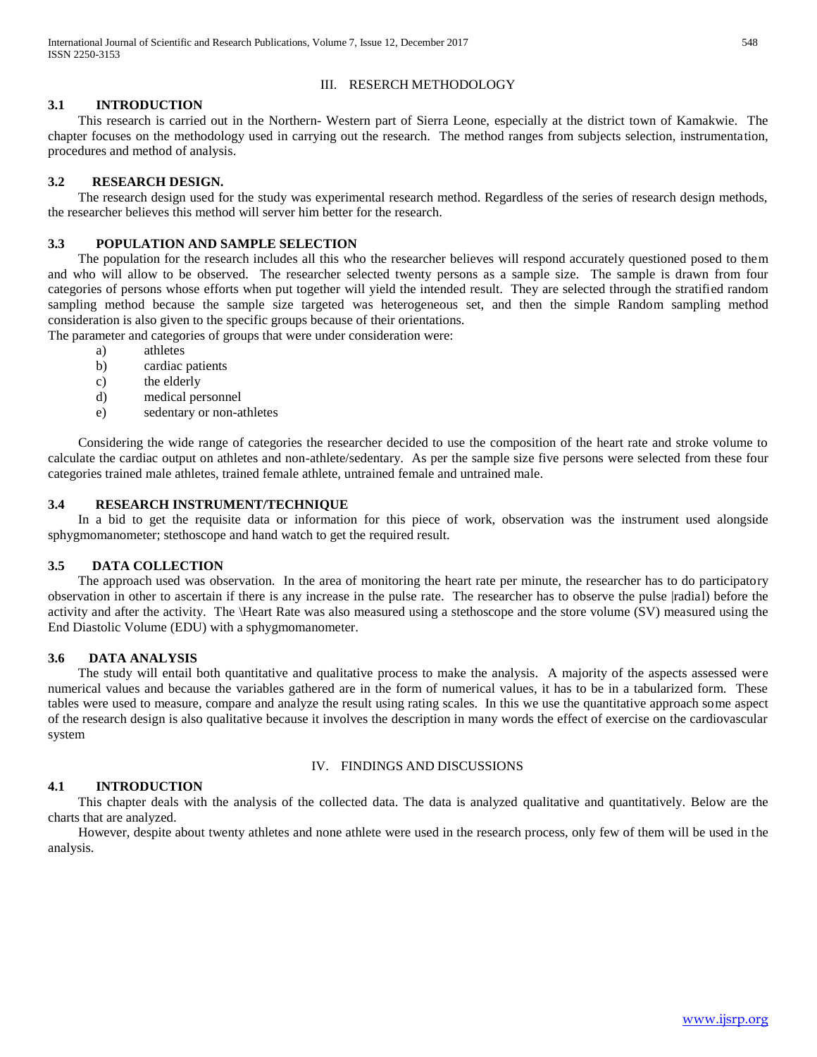## III. RESERCH METHODOLOGY

### 3.1 INTRODUCTION

This research is carried out in the Northern- Western part of Sierra Leone, especially at the district town of Kamakwie. The chapter focuses on the methodology used in carrying out the research. The method ranges from subjects selection, instrumentation, procedures and method of analysis.

### 3.2 RESEARCH DESIGN.

The research design used for the study was experimental research method. Regardless of the series of research design methods, the researcher believes this method will server him better for the research.

### 3.3 POPULATION AND SAMPLE SELECTION

The population for the research includes all this who the researcher believes will respond accurately questioned posed to them and who will allow to be observed. The researcher selected twenty persons as a sample size. The sample is drawn from four categories of persons whose efforts when put together will yield the intended result. They are selected through the stratified random sampling method because the sample size targeted was heterogeneous set, and then the simple Random sampling method consideration is also given to the specific groups because of their orientations.

The parameter and categories of groups that were under consideration were:

a) athletes
b) cardiac patients
c) the elderly
d) medical personnel
e) sedentary or non-athletes

Considering the wide range of categories the researcher decided to use the composition of the heart rate and stroke volume to calculate the cardiac output on athletes and non-athlete/sedentary. As per the sample size five persons were selected from these four categories trained male athletes, trained female athlete, untrained female and untrained male.

### 3.4 RESEARCH INSTRUMENT/TECHNIQUE

In a bid to get the requisite data or information for this piece of work, observation was the instrument used alongside sphygmomanometer; stethoscope and hand watch to get the required result.

### 3.5 DATA COLLECTION

The approach used was observation. In the area of monitoring the heart rate per minute, the researcher has to do participatory observation in other to ascertain if there is any increase in the pulse rate. The researcher has to observe the pulse |radial) before the activity and after the activity. The \Heart Rate was also measured using a stethoscope and the store volume (SV) measured using the End Diastolic Volume (EDU) with a sphygmomanometer.

### 3.6 DATA ANALYSIS

The study will entail both quantitative and qualitative process to make the analysis. A majority of the aspects assessed were numerical values and because the variables gathered are in the form of numerical values, it has to be in a tabularized form. These tables were used to measure, compare and analyze the result using rating scales. In this we use the quantitative approach some aspect of the research design is also qualitative because it involves the description in many words the effect of exercise on the cardiovascular system

## IV. FINDINGS AND DISCUSSIONS

### 4.1 INTRODUCTION

This chapter deals with the analysis of the collected data. The data is analyzed qualitative and quantitatively. Below are the charts that are analyzed.

However, despite about twenty athletes and none athlete were used in the research process, only few of them will be used in the analysis.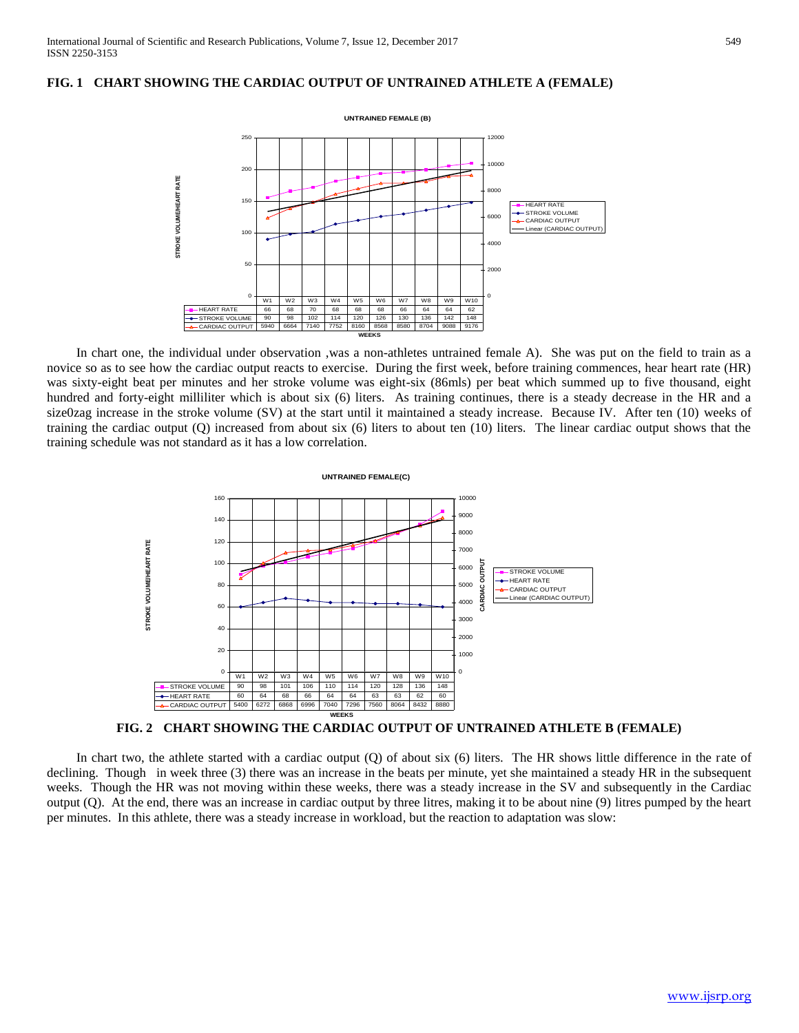**FIG. 1 CHART SHOWING THE CARDIAC OUTPUT OF UNTRAINED ATHLETE A (FEMALE)**

**UNTRAINED FEMALE (B)**

| | W1 | W2 | W3 | W4 | W5 | W6 | W7 | W8 | W9 | W10 |
|---|---|---|---|---|---|---|---|---|---|---|
| HEART RATE | 66 | 68 | 70 | 68 | 68 | 68 | 66 | 64 | 64 | 62 |
| STROKE VOLUME | 90 | 98 | 102 | 114 | 120 | 126 | 130 | 136 | 142 | 148 |
| CARDIAC OUTPUT | 5940 | 6664 | 7140 | 7752 | 8160 | 8568 | 8580 | 8704 | 9088 | 9176 |

In chart one, the individual under observation ,was a non-athletes untrained female A). She was put on the field to train as a novice so as to see how the cardiac output reacts to exercise. During the first week, before training commences, hear heart rate (HR) was sixty-eight beat per minutes and her stroke volume was eight-six (86mls) per beat which summed up to five thousand, eight hundred and forty-eight milliliter which is about six (6) liters. As training continues, there is a steady decrease in the HR and a size0zag increase in the stroke volume (SV) at the start until it maintained a steady increase. Because IV. After ten (10) weeks of training the cardiac output (Q) increased from about six (6) liters to about ten (10) liters. The linear cardiac output shows that the training schedule was not standard as it has a low correlation.

**UNTRAINED FEMALE(C)**

| | W1 | W2 | W3 | W4 | W5 | W6 | W7 | W8 | W9 | W10 |
|---|---|---|---|---|---|---|---|---|---|---|
| STROKE VOLUME | 90 | 98 | 101 | 106 | 110 | 114 | 120 | 128 | 136 | 148 |
| HEART RATE | 60 | 64 | 68 | 66 | 64 | 64 | 63 | 63 | 62 | 60 |
| CARDIAC OUTPUT | 5400 | 6272 | 6868 | 6996 | 7040 | 7296 | 7560 | 8064 | 8432 | 8880 |

**FIG. 2 CHART SHOWING THE CARDIAC OUTPUT OF UNTRAINED ATHLETE B (FEMALE)**

In chart two, the athlete started with a cardiac output (Q) of about six (6) liters. The HR shows little difference in the rate of declining. Though in week three (3) there was an increase in the beats per minute, yet she maintained a steady HR in the subsequent weeks. Though the HR was not moving within these weeks, there was a steady increase in the SV and subsequently in the Cardiac output (Q). At the end, there was an increase in cardiac output by three litres, making it to be about nine (9) litres pumped by the heart per minutes. In this athlete, there was a steady increase in workload, but the reaction to adaptation was slow: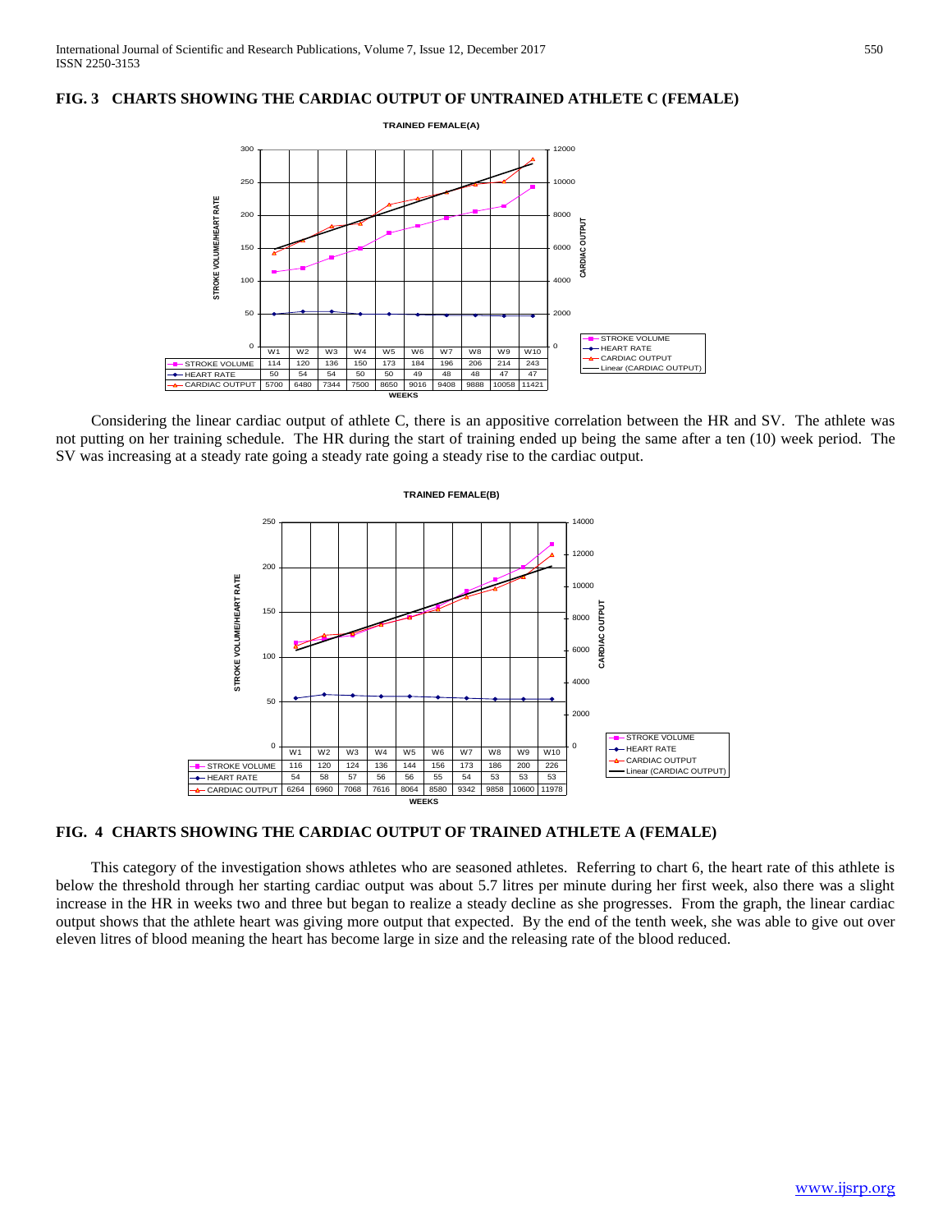**FIG. 3 CHARTS SHOWING THE CARDIAC OUTPUT OF UNTRAINED ATHLETE C (FEMALE)**

**TRAINED FEMALE(A)**

| | W1 | W2 | W3 | W4 | W5 | W6 | W7 | W8 | W9 | W10 |
|---|---|---|---|---|---|---|---|---|---|---|
| STROKE VOLUME | 114 | 120 | 136 | 150 | 173 | 184 | 196 | 206 | 214 | 243 |
| HEART RATE | 50 | 54 | 54 | 50 | 50 | 49 | 48 | 48 | 47 | 47 |
| CARDIAC OUTPUT | 5700 | 6480 | 7344 | 7500 | 8650 | 9016 | 9408 | 9888 | 10058 | 11421 |

Considering the linear cardiac output of athlete C, there is an appositive correlation between the HR and SV. The athlete was not putting on her training schedule. The HR during the start of training ended up being the same after a ten (10) week period. The SV was increasing at a steady rate going a steady rate going a steady rise to the cardiac output.

**TRAINED FEMALE(B)**

| | W1 | W2 | W3 | W4 | W5 | W6 | W7 | W8 | W9 | W10 |
|---|---|---|---|---|---|---|---|---|---|---|
| STROKE VOLUME | 116 | 120 | 124 | 136 | 144 | 156 | 173 | 186 | 200 | 226 |
| HEART RATE | 54 | 58 | 57 | 56 | 56 | 55 | 54 | 53 | 53 | 53 |
| CARDIAC OUTPUT | 6264 | 6960 | 7068 | 7616 | 8064 | 8580 | 9342 | 9858 | 10600 | 11978 |

**FIG. 4 CHARTS SHOWING THE CARDIAC OUTPUT OF TRAINED ATHLETE A (FEMALE)**

This category of the investigation shows athletes who are seasoned athletes. Referring to chart 6, the heart rate of this athlete is below the threshold through her starting cardiac output was about 5.7 litres per minute during her first week, also there was a slight increase in the HR in weeks two and three but began to realize a steady decline as she progresses. From the graph, the linear cardiac output shows that the athlete heart was giving more output that expected. By the end of the tenth week, she was able to give out over eleven litres of blood meaning the heart has become large in size and the releasing rate of the blood reduced.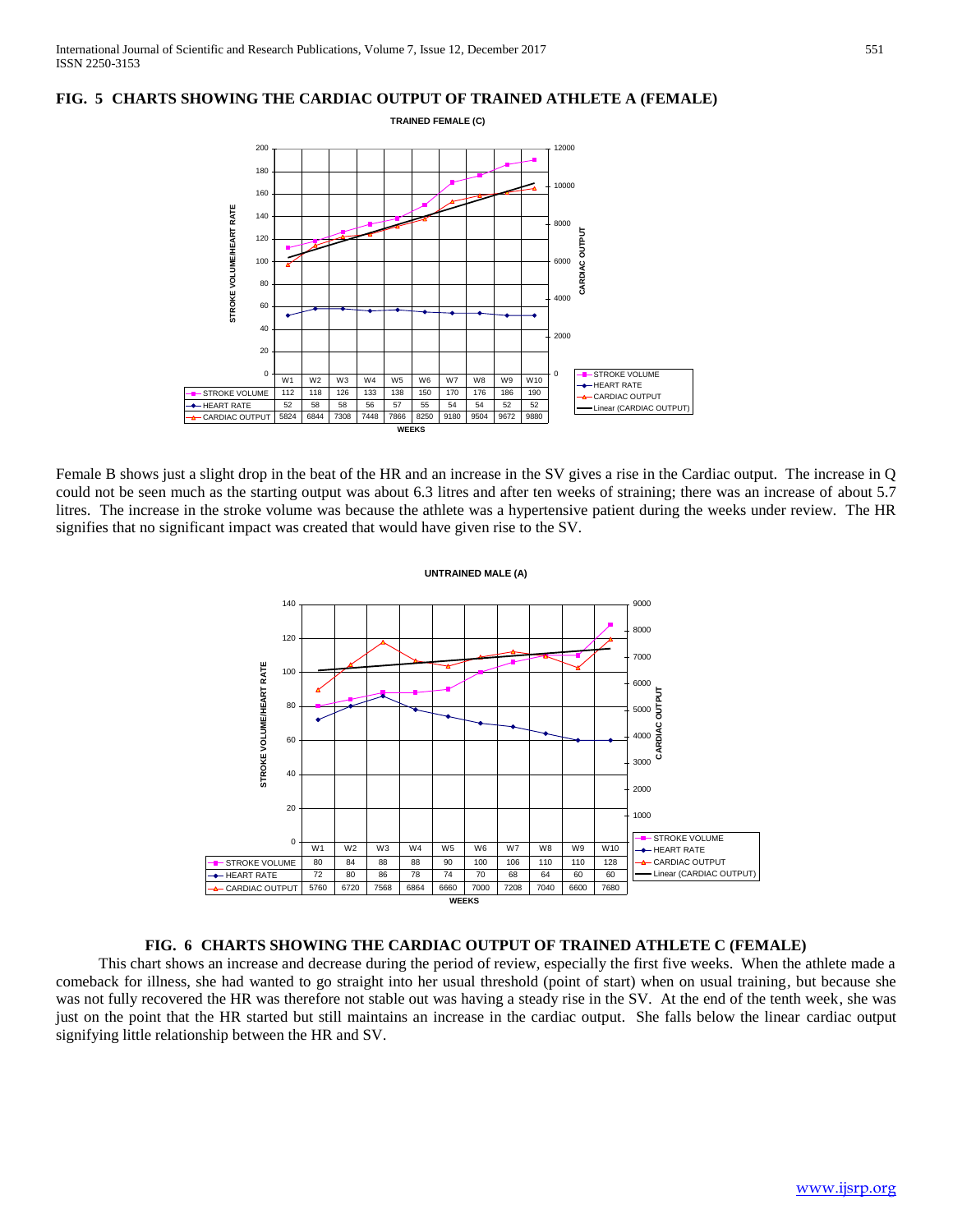**FIG. 5 CHARTS SHOWING THE CARDIAC OUTPUT OF TRAINED ATHLETE A (FEMALE)**

**TRAINED FEMALE (C)**

| | W1 | W2 | W3 | W4 | W5 | W6 | W7 | W8 | W9 | W10 |
|---|---|---|---|---|---|---|---|---|---|---|
| STROKE VOLUME | 112 | 118 | 126 | 133 | 138 | 150 | 170 | 176 | 186 | 190 |
| HEART RATE | 52 | 58 | 58 | 56 | 57 | 55 | 54 | 54 | 52 | 52 |
| CARDIAC OUTPUT | 5824 | 6844 | 7308 | 7448 | 7866 | 8250 | 9180 | 9504 | 9672 | 9880 |

Female B shows just a slight drop in the beat of the HR and an increase in the SV gives a rise in the Cardiac output. The increase in Q could not be seen much as the starting output was about 6.3 litres and after ten weeks of straining; there was an increase of about 5.7 litres. The increase in the stroke volume was because the athlete was a hypertensive patient during the weeks under review. The HR signifies that no significant impact was created that would have given rise to the SV.

**UNTRAINED MALE (A)**

| | W1 | W2 | W3 | W4 | W5 | W6 | W7 | W8 | W9 | W10 |
|---|---|---|---|---|---|---|---|---|---|---|
| STROKE VOLUME | 80 | 84 | 88 | 88 | 90 | 100 | 106 | 110 | 110 | 128 |
| HEART RATE | 72 | 80 | 86 | 78 | 74 | 70 | 68 | 64 | 60 | 60 |
| CARDIAC OUTPUT | 5760 | 6720 | 7568 | 6864 | 6660 | 7000 | 7208 | 7040 | 6600 | 7680 |

**FIG. 6 CHARTS SHOWING THE CARDIAC OUTPUT OF TRAINED ATHLETE C (FEMALE)**

This chart shows an increase and decrease during the period of review, especially the first five weeks. When the athlete made a comeback for illness, she had wanted to go straight into her usual threshold (point of start) when on usual training, but because she was not fully recovered the HR was therefore not stable out was having a steady rise in the SV. At the end of the tenth week, she was just on the point that the HR started but still maintains an increase in the cardiac output. She falls below the linear cardiac output signifying little relationship between the HR and SV.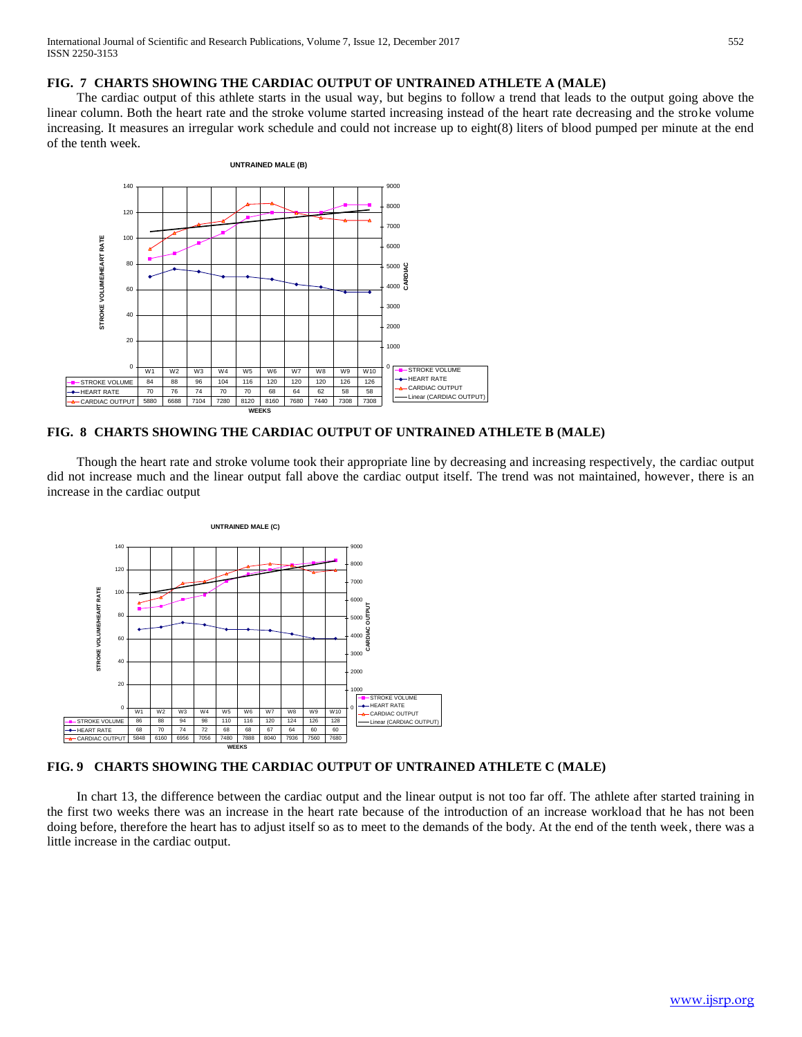**FIG. 7 CHARTS SHOWING THE CARDIAC OUTPUT OF UNTRAINED ATHLETE A (MALE)**

The cardiac output of this athlete starts in the usual way, but begins to follow a trend that leads to the output going above the linear column. Both the heart rate and the stroke volume started increasing instead of the heart rate decreasing and the stroke volume increasing. It measures an irregular work schedule and could not increase up to eight(8) liters of blood pumped per minute at the end of the tenth week.

**UNTRAINED MALE (B)**

| WEEKS | W1 | W2 | W3 | W4 | W5 | W6 | W7 | W8 | W9 | W10 |
|---|---|---|---|---|---|---|---|---|---|---|
| STROKE VOLUME | 84 | 88 | 96 | 104 | 116 | 120 | 120 | 120 | 126 | 126 |
| HEART RATE | 70 | 76 | 74 | 70 | 70 | 68 | 64 | 62 | 58 | 58 |
| CARDIAC OUTPUT | 5880 | 6688 | 7104 | 7280 | 8120 | 8160 | 7680 | 7440 | 7308 | 7308 |

**FIG. 8 CHARTS SHOWING THE CARDIAC OUTPUT OF UNTRAINED ATHLETE B (MALE)**

Though the heart rate and stroke volume took their appropriate line by decreasing and increasing respectively, the cardiac output did not increase much and the linear output fall above the cardiac output itself. The trend was not maintained, however, there is an increase in the cardiac output

**UNTRAINED MALE (C)**

| WEEKS | W1 | W2 | W3 | W4 | W5 | W6 | W7 | W8 | W9 | W10 |
|---|---|---|---|---|---|---|---|---|---|---|
| STROKE VOLUME | 86 | 88 | 94 | 98 | 110 | 116 | 120 | 124 | 126 | 128 |
| HEART RATE | 68 | 70 | 74 | 72 | 68 | 68 | 67 | 64 | 60 | 60 |
| CARDIAC OUTPUT | 5848 | 6160 | 6956 | 7056 | 7480 | 7888 | 8040 | 7936 | 7560 | 7680 |

**FIG. 9 CHARTS SHOWING THE CARDIAC OUTPUT OF UNTRAINED ATHLETE C (MALE)**

In chart 13, the difference between the cardiac output and the linear output is not too far off. The athlete after started training in the first two weeks there was an increase in the heart rate because of the introduction of an increase workload that he has not been doing before, therefore the heart has to adjust itself so as to meet to the demands of the body. At the end of the tenth week, there was a little increase in the cardiac output.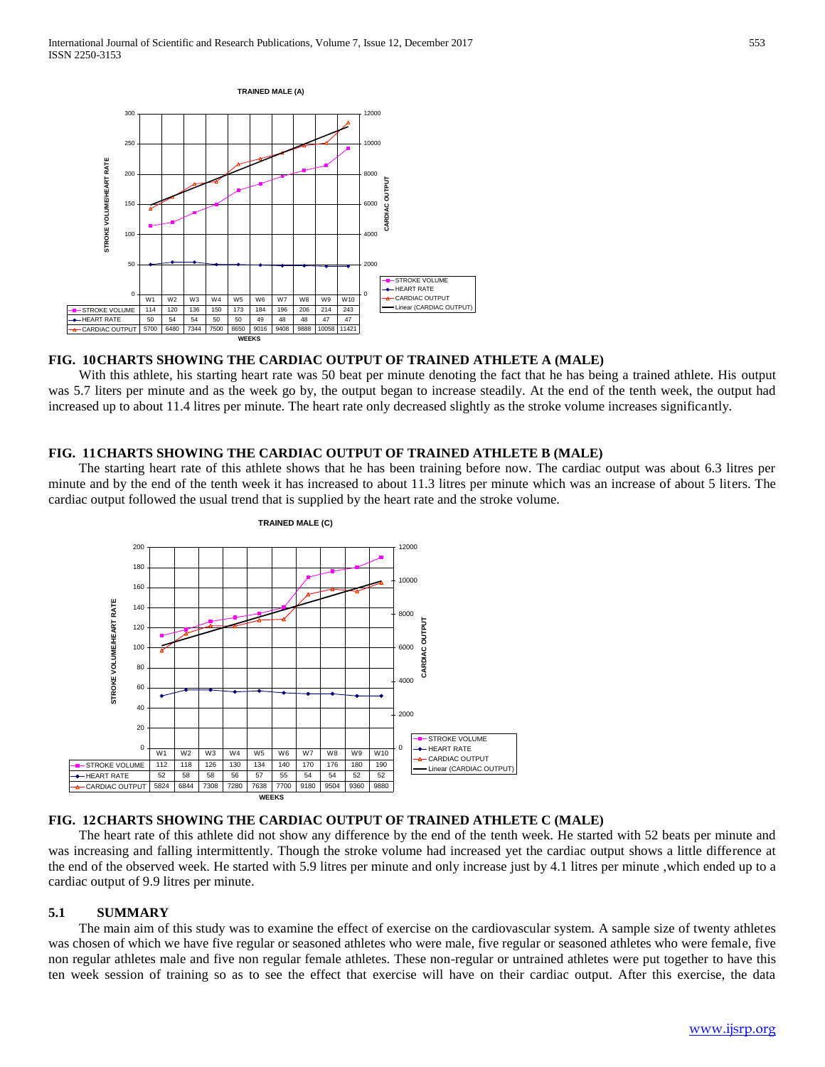**TRAINED MALE (A)**

| | W1 | W2 | W3 | W4 | W5 | W6 | W7 | W8 | W9 | W10 |
|---|---|---|---|---|---|---|---|---|---|---|
| STROKE VOLUME | 114 | 120 | 136 | 150 | 173 | 184 | 196 | 206 | 214 | 243 |
| HEART RATE | 50 | 54 | 54 | 50 | 50 | 49 | 48 | 48 | 47 | 47 |
| CARDIAC OUTPUT | 5700 | 6480 | 7344 | 7500 | 8650 | 9016 | 9408 | 9888 | 10058 | 11421 |

### FIG. 10 CHARTS SHOWING THE CARDIAC OUTPUT OF TRAINED ATHLETE A (MALE)

With this athlete, his starting heart rate was 50 beat per minute denoting the fact that he has being a trained athlete. His output was 5.7 liters per minute and as the week go by, the output began to increase steadily. At the end of the tenth week, the output had increased up to about 11.4 litres per minute. The heart rate only decreased slightly as the stroke volume increases significantly.

### FIG. 11 CHARTS SHOWING THE CARDIAC OUTPUT OF TRAINED ATHLETE B (MALE)

The starting heart rate of this athlete shows that he has been training before now. The cardiac output was about 6.3 litres per minute and by the end of the tenth week it has increased to about 11.3 litres per minute which was an increase of about 5 liters. The cardiac output followed the usual trend that is supplied by the heart rate and the stroke volume.

**TRAINED MALE (C)**

| | W1 | W2 | W3 | W4 | W5 | W6 | W7 | W8 | W9 | W10 |
|---|---|---|---|---|---|---|---|---|---|---|
| STROKE VOLUME | 112 | 118 | 126 | 130 | 134 | 140 | 170 | 176 | 180 | 190 |
| HEART RATE | 52 | 58 | 58 | 56 | 57 | 55 | 54 | 54 | 52 | 52 |
| CARDIAC OUTPUT | 5824 | 6844 | 7308 | 7280 | 7638 | 7700 | 9180 | 9504 | 9360 | 9880 |

### FIG. 12 CHARTS SHOWING THE CARDIAC OUTPUT OF TRAINED ATHLETE C (MALE)

The heart rate of this athlete did not show any difference by the end of the tenth week. He started with 52 beats per minute and was increasing and falling intermittently. Though the stroke volume had increased yet the cardiac output shows a little difference at the end of the observed week. He started with 5.9 litres per minute and only increase just by 4.1 litres per minute ,which ended up to a cardiac output of 9.9 litres per minute.

## 5.1 SUMMARY

The main aim of this study was to examine the effect of exercise on the cardiovascular system. A sample size of twenty athletes was chosen of which we have five regular or seasoned athletes who were male, five regular or seasoned athletes who were female, five non regular athletes male and five non regular female athletes. These non-regular or untrained athletes were put together to have this ten week session of training so as to see the effect that exercise will have on their cardiac output. After this exercise, the data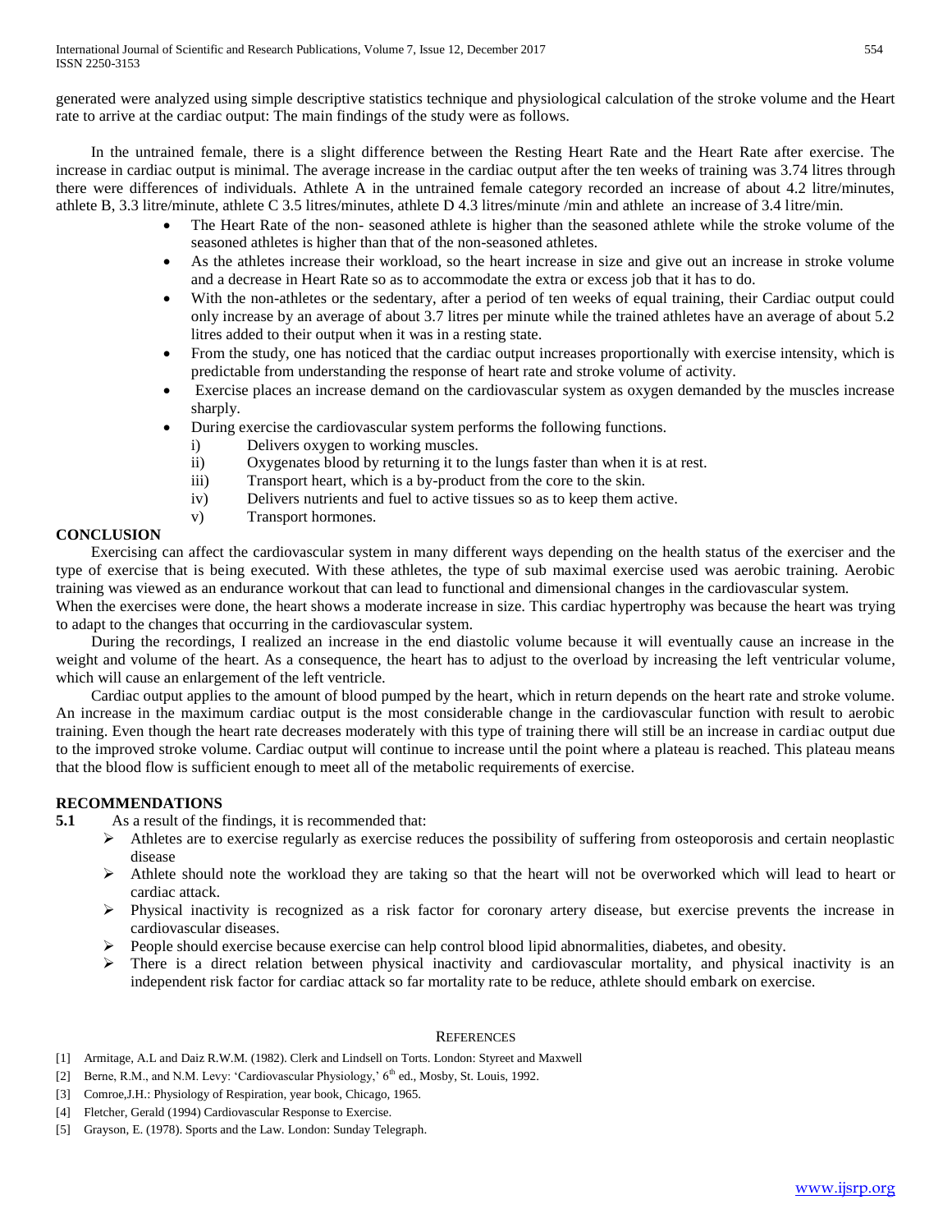generated were analyzed using simple descriptive statistics technique and physiological calculation of the stroke volume and the Heart rate to arrive at the cardiac output: The main findings of the study were as follows.

In the untrained female, there is a slight difference between the Resting Heart Rate and the Heart Rate after exercise. The increase in cardiac output is minimal. The average increase in the cardiac output after the ten weeks of training was 3.74 litres through there were differences of individuals. Athlete A in the untrained female category recorded an increase of about 4.2 litre/minutes, athlete B, 3.3 litre/minute, athlete C 3.5 litres/minutes, athlete D 4.3 litres/minute /min and athlete an increase of 3.4 litre/min.

- The Heart Rate of the non- seasoned athlete is higher than the seasoned athlete while the stroke volume of the seasoned athletes is higher than that of the non-seasoned athletes.
- As the athletes increase their workload, so the heart increase in size and give out an increase in stroke volume and a decrease in Heart Rate so as to accommodate the extra or excess job that it has to do.
- With the non-athletes or the sedentary, after a period of ten weeks of equal training, their Cardiac output could only increase by an average of about 3.7 litres per minute while the trained athletes have an average of about 5.2 litres added to their output when it was in a resting state.
- From the study, one has noticed that the cardiac output increases proportionally with exercise intensity, which is predictable from understanding the response of heart rate and stroke volume of activity.
- Exercise places an increase demand on the cardiovascular system as oxygen demanded by the muscles increase sharply.
- During exercise the cardiovascular system performs the following functions.
  - i) Delivers oxygen to working muscles.
  - ii) Oxygenates blood by returning it to the lungs faster than when it is at rest.
  - iii) Transport heart, which is a by-product from the core to the skin.
  - iv) Delivers nutrients and fuel to active tissues so as to keep them active.
  - v) Transport hormones.

## CONCLUSION

Exercising can affect the cardiovascular system in many different ways depending on the health status of the exerciser and the type of exercise that is being executed. With these athletes, the type of sub maximal exercise used was aerobic training. Aerobic training was viewed as an endurance workout that can lead to functional and dimensional changes in the cardiovascular system.

When the exercises were done, the heart shows a moderate increase in size. This cardiac hypertrophy was because the heart was trying to adapt to the changes that occurring in the cardiovascular system.

During the recordings, I realized an increase in the end diastolic volume because it will eventually cause an increase in the weight and volume of the heart. As a consequence, the heart has to adjust to the overload by increasing the left ventricular volume, which will cause an enlargement of the left ventricle.

Cardiac output applies to the amount of blood pumped by the heart, which in return depends on the heart rate and stroke volume. An increase in the maximum cardiac output is the most considerable change in the cardiovascular function with result to aerobic training. Even though the heart rate decreases moderately with this type of training there will still be an increase in cardiac output due to the improved stroke volume. Cardiac output will continue to increase until the point where a plateau is reached. This plateau means that the blood flow is sufficient enough to meet all of the metabolic requirements of exercise.

## RECOMMENDATIONS

**5.1** As a result of the findings, it is recommended that:

- Athletes are to exercise regularly as exercise reduces the possibility of suffering from osteoporosis and certain neoplastic disease
- Athlete should note the workload they are taking so that the heart will not be overworked which will lead to heart or cardiac attack.
- Physical inactivity is recognized as a risk factor for coronary artery disease, but exercise prevents the increase in cardiovascular diseases.
- People should exercise because exercise can help control blood lipid abnormalities, diabetes, and obesity.
- There is a direct relation between physical inactivity and cardiovascular mortality, and physical inactivity is an independent risk factor for cardiac attack so far mortality rate to be reduce, athlete should embark on exercise.

## REFERENCES

[1] Armitage, A.L and Daiz R.W.M. (1982). Clerk and Lindsell on Torts. London: Styreet and Maxwell

[2] Berne, R.M., and N.M. Levy: 'Cardiovascular Physiology,' 6th ed., Mosby, St. Louis, 1992.

[3] Comroe,J.H.: Physiology of Respiration, year book, Chicago, 1965.

[4] Fletcher, Gerald (1994) Cardiovascular Response to Exercise.

[5] Grayson, E. (1978). Sports and the Law. London: Sunday Telegraph.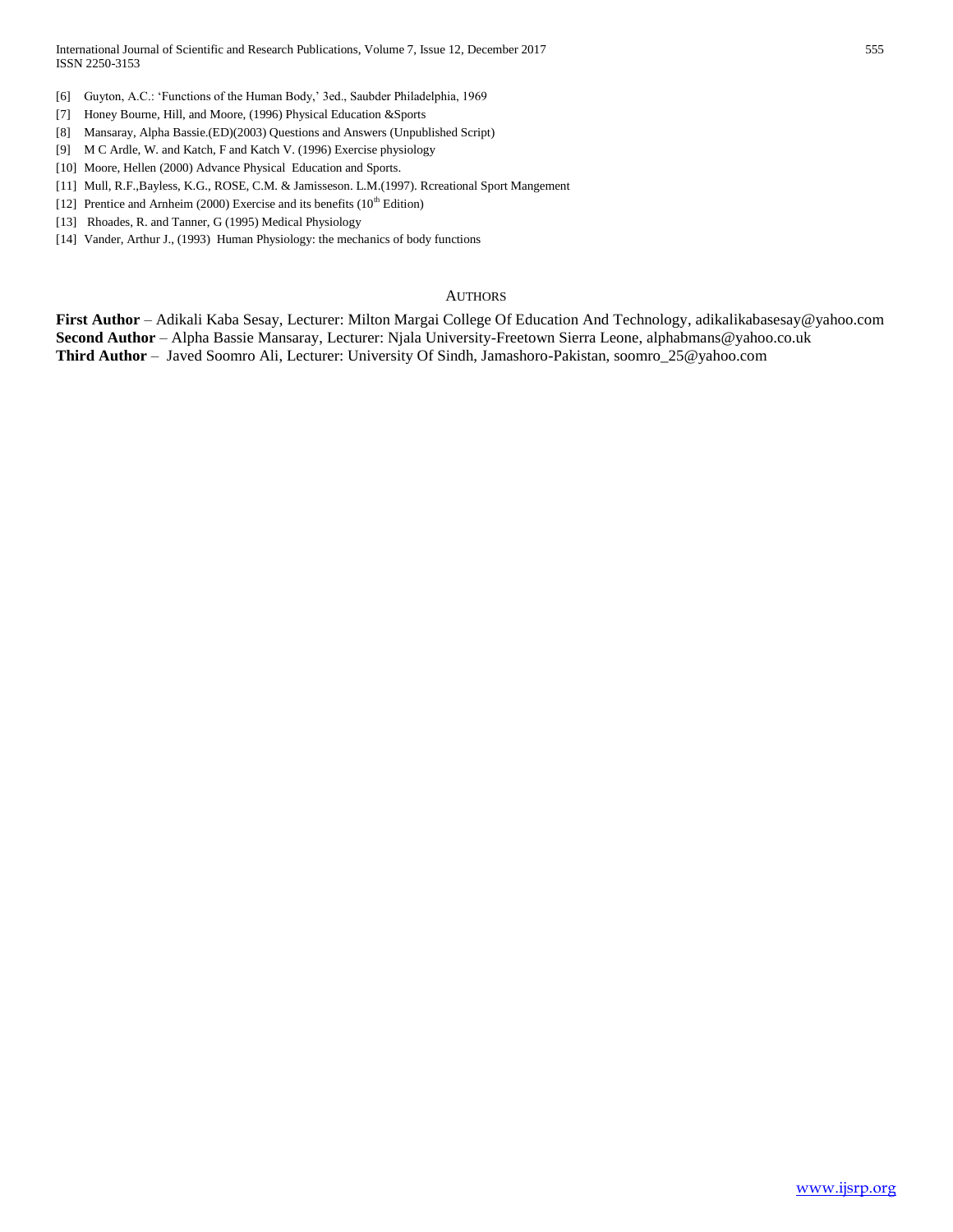[6] Guyton, A.C.: 'Functions of the Human Body,' 3ed., Saubder Philadelphia, 1969

[7] Honey Bourne, Hill, and Moore, (1996) Physical Education &Sports

[8] Mansaray, Alpha Bassie.(ED)(2003) Questions and Answers (Unpublished Script)

[9] M C Ardle, W. and Katch, F and Katch V. (1996) Exercise physiology

[10] Moore, Hellen (2000) Advance Physical Education and Sports.

[11] Mull, R.F.,Bayless, K.G., ROSE, C.M. & Jamisseson. L.M.(1997). Rcreational Sport Mangement

[12] Prentice and Arnheim (2000) Exercise and its benefits (10th Edition)

[13] Rhoades, R. and Tanner, G (1995) Medical Physiology

[14] Vander, Arthur J., (1993) Human Physiology: the mechanics of body functions

## Authors

**First Author** – Adikali Kaba Sesay, Lecturer: Milton Margai College Of Education And Technology, adikalikabasesay@yahoo.com
**Second Author** – Alpha Bassie Mansaray, Lecturer: Njala University-Freetown Sierra Leone, alphabmans@yahoo.co.uk
**Third Author** – Javed Soomro Ali, Lecturer: University Of Sindh, Jamashoro-Pakistan, soomro_25@yahoo.com